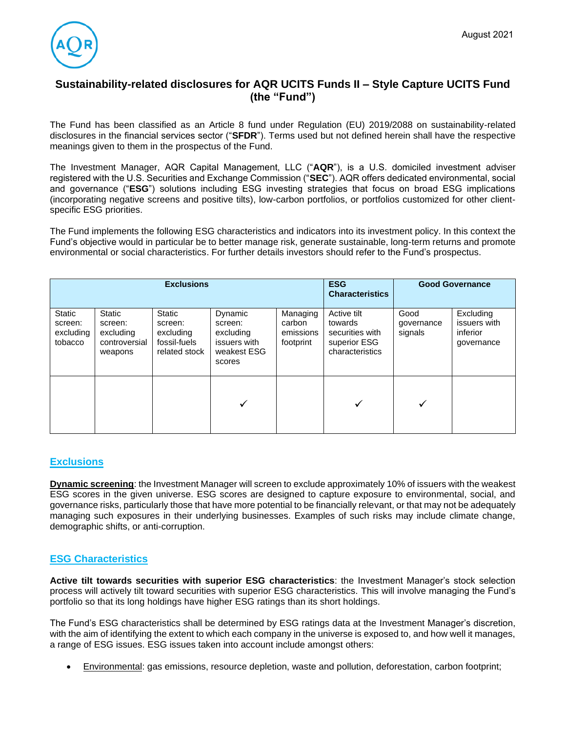August 2021

# Sustainability-related disclosures for AQR UCITS Funds II – Style Capture UCITS Fund (the "Fund")

The Fund has been classified as an Article 8 fund under Regulation (EU) 2019/2088 on sustainability-related disclosures in the financial services sector ("**SFDR**"). Terms used but not defined herein shall have the respective meanings given to them in the prospectus of the Fund.

The Investment Manager, AQR Capital Management, LLC ("**AQR**"), is a U.S. domiciled investment adviser registered with the U.S. Securities and Exchange Commission ("**SEC**"). AQR offers dedicated environmental, social and governance ("**ESG**") solutions including ESG investing strategies that focus on broad ESG implications (incorporating negative screens and positive tilts), low-carbon portfolios, or portfolios customized for other client-specific ESG priorities.

The Fund implements the following ESG characteristics and indicators into its investment policy. In this context the Fund's objective would in particular be to better manage risk, generate sustainable, long-term returns and promote environmental or social characteristics. For further details investors should refer to the Fund's prospectus.

| **Exclusions** | | | | | **ESG Characteristics** | **Good Governance** | |
|---|---|---|---|---|---|---|---|
| Static screen: excluding tobacco | Static screen: excluding controversial weapons | Static screen: excluding fossil-fuels related stock | Dynamic screen: excluding issuers with weakest ESG scores | Managing carbon emissions footprint | Active tilt towards securities with superior ESG characteristics | Good governance signals | Excluding issuers with inferior governance |
| | | | ✓ | | ✓ | ✓ | |

## Exclusions

**Dynamic screening**: the Investment Manager will screen to exclude approximately 10% of issuers with the weakest ESG scores in the given universe. ESG scores are designed to capture exposure to environmental, social, and governance risks, particularly those that have more potential to be financially relevant, or that may not be adequately managing such exposures in their underlying businesses. Examples of such risks may include climate change, demographic shifts, or anti-corruption.

## ESG Characteristics

**Active tilt towards securities with superior ESG characteristics**: the Investment Manager's stock selection process will actively tilt toward securities with superior ESG characteristics. This will involve managing the Fund's portfolio so that its long holdings have higher ESG ratings than its short holdings.

The Fund's ESG characteristics shall be determined by ESG ratings data at the Investment Manager's discretion, with the aim of identifying the extent to which each company in the universe is exposed to, and how well it manages, a range of ESG issues. ESG issues taken into account include amongst others:

- Environmental: gas emissions, resource depletion, waste and pollution, deforestation, carbon footprint;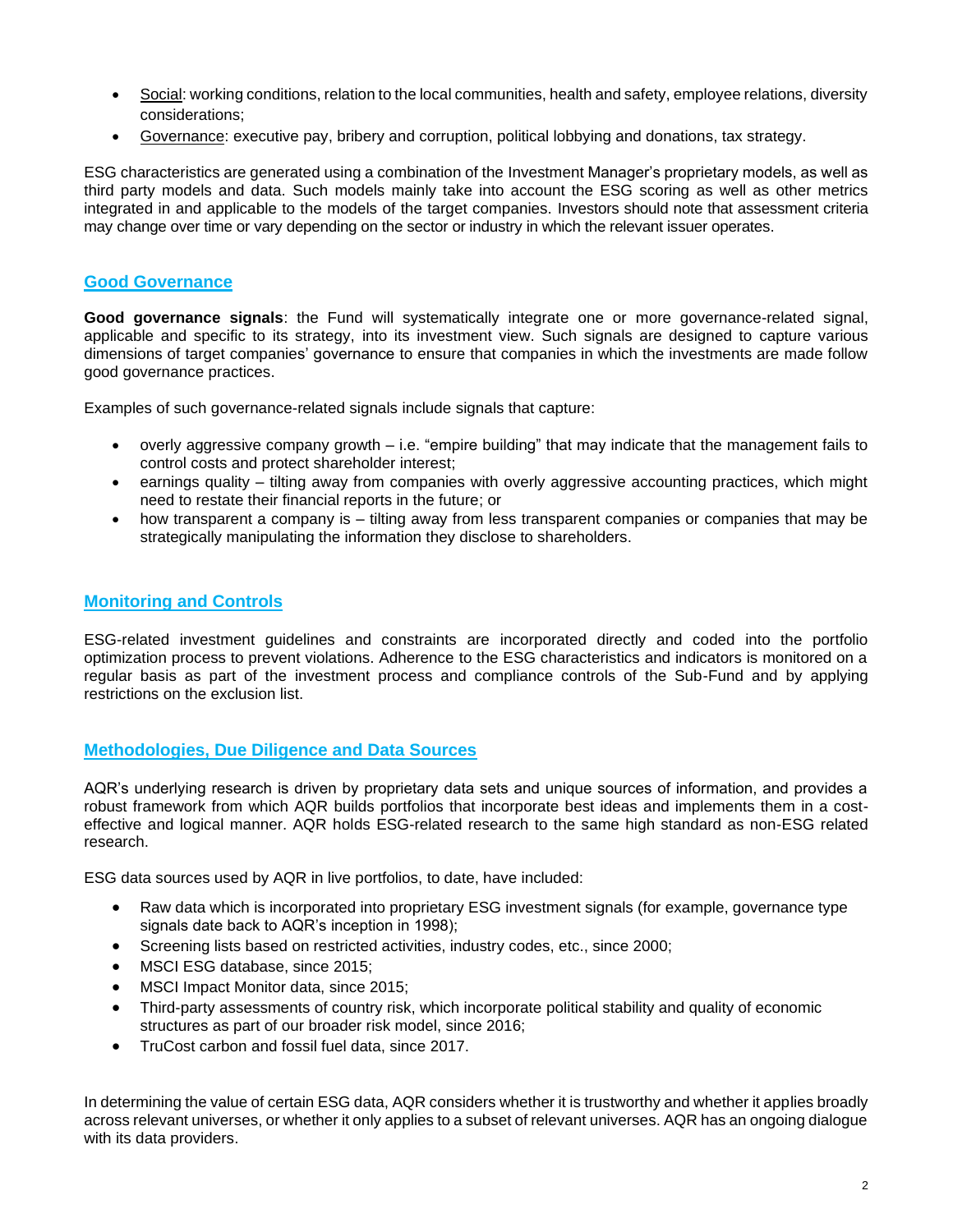- Social: working conditions, relation to the local communities, health and safety, employee relations, diversity considerations;
- Governance: executive pay, bribery and corruption, political lobbying and donations, tax strategy.

ESG characteristics are generated using a combination of the Investment Manager's proprietary models, as well as third party models and data. Such models mainly take into account the ESG scoring as well as other metrics integrated in and applicable to the models of the target companies. Investors should note that assessment criteria may change over time or vary depending on the sector or industry in which the relevant issuer operates.

## Good Governance

**Good governance signals**: the Fund will systematically integrate one or more governance-related signal, applicable and specific to its strategy, into its investment view. Such signals are designed to capture various dimensions of target companies' governance to ensure that companies in which the investments are made follow good governance practices.

Examples of such governance-related signals include signals that capture:

- overly aggressive company growth – i.e. "empire building" that may indicate that the management fails to control costs and protect shareholder interest;
- earnings quality – tilting away from companies with overly aggressive accounting practices, which might need to restate their financial reports in the future; or
- how transparent a company is – tilting away from less transparent companies or companies that may be strategically manipulating the information they disclose to shareholders.

## Monitoring and Controls

ESG-related investment guidelines and constraints are incorporated directly and coded into the portfolio optimization process to prevent violations. Adherence to the ESG characteristics and indicators is monitored on a regular basis as part of the investment process and compliance controls of the Sub-Fund and by applying restrictions on the exclusion list.

## Methodologies, Due Diligence and Data Sources

AQR's underlying research is driven by proprietary data sets and unique sources of information, and provides a robust framework from which AQR builds portfolios that incorporate best ideas and implements them in a cost-effective and logical manner. AQR holds ESG-related research to the same high standard as non-ESG related research.

ESG data sources used by AQR in live portfolios, to date, have included:

- Raw data which is incorporated into proprietary ESG investment signals (for example, governance type signals date back to AQR's inception in 1998);
- Screening lists based on restricted activities, industry codes, etc., since 2000;
- MSCI ESG database, since 2015;
- MSCI Impact Monitor data, since 2015;
- Third-party assessments of country risk, which incorporate political stability and quality of economic structures as part of our broader risk model, since 2016;
- TruCost carbon and fossil fuel data, since 2017.

In determining the value of certain ESG data, AQR considers whether it is trustworthy and whether it applies broadly across relevant universes, or whether it only applies to a subset of relevant universes. AQR has an ongoing dialogue with its data providers.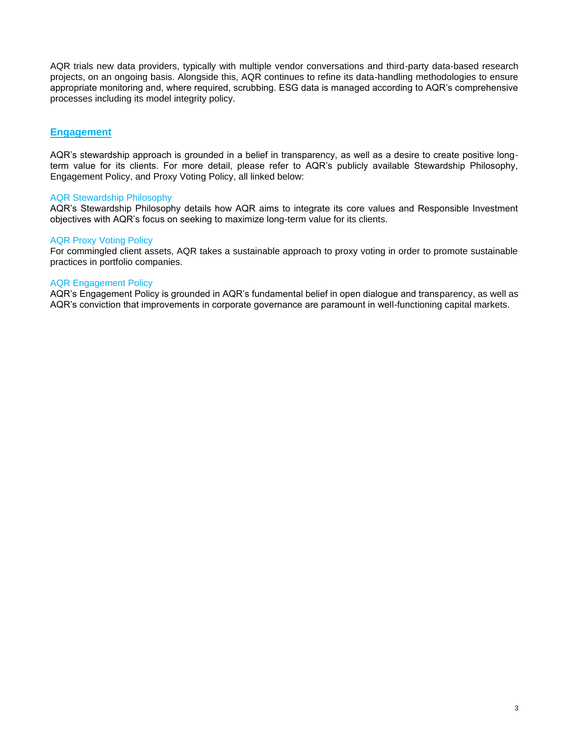AQR trials new data providers, typically with multiple vendor conversations and third-party data-based research projects, on an ongoing basis. Alongside this, AQR continues to refine its data-handling methodologies to ensure appropriate monitoring and, where required, scrubbing. ESG data is managed according to AQR's comprehensive processes including its model integrity policy.

## Engagement

AQR's stewardship approach is grounded in a belief in transparency, as well as a desire to create positive long-term value for its clients. For more detail, please refer to AQR's publicly available Stewardship Philosophy, Engagement Policy, and Proxy Voting Policy, all linked below:

### AQR Stewardship Philosophy

AQR's Stewardship Philosophy details how AQR aims to integrate its core values and Responsible Investment objectives with AQR's focus on seeking to maximize long-term value for its clients.

### AQR Proxy Voting Policy

For commingled client assets, AQR takes a sustainable approach to proxy voting in order to promote sustainable practices in portfolio companies.

### AQR Engagement Policy

AQR's Engagement Policy is grounded in AQR's fundamental belief in open dialogue and transparency, as well as AQR's conviction that improvements in corporate governance are paramount in well-functioning capital markets.